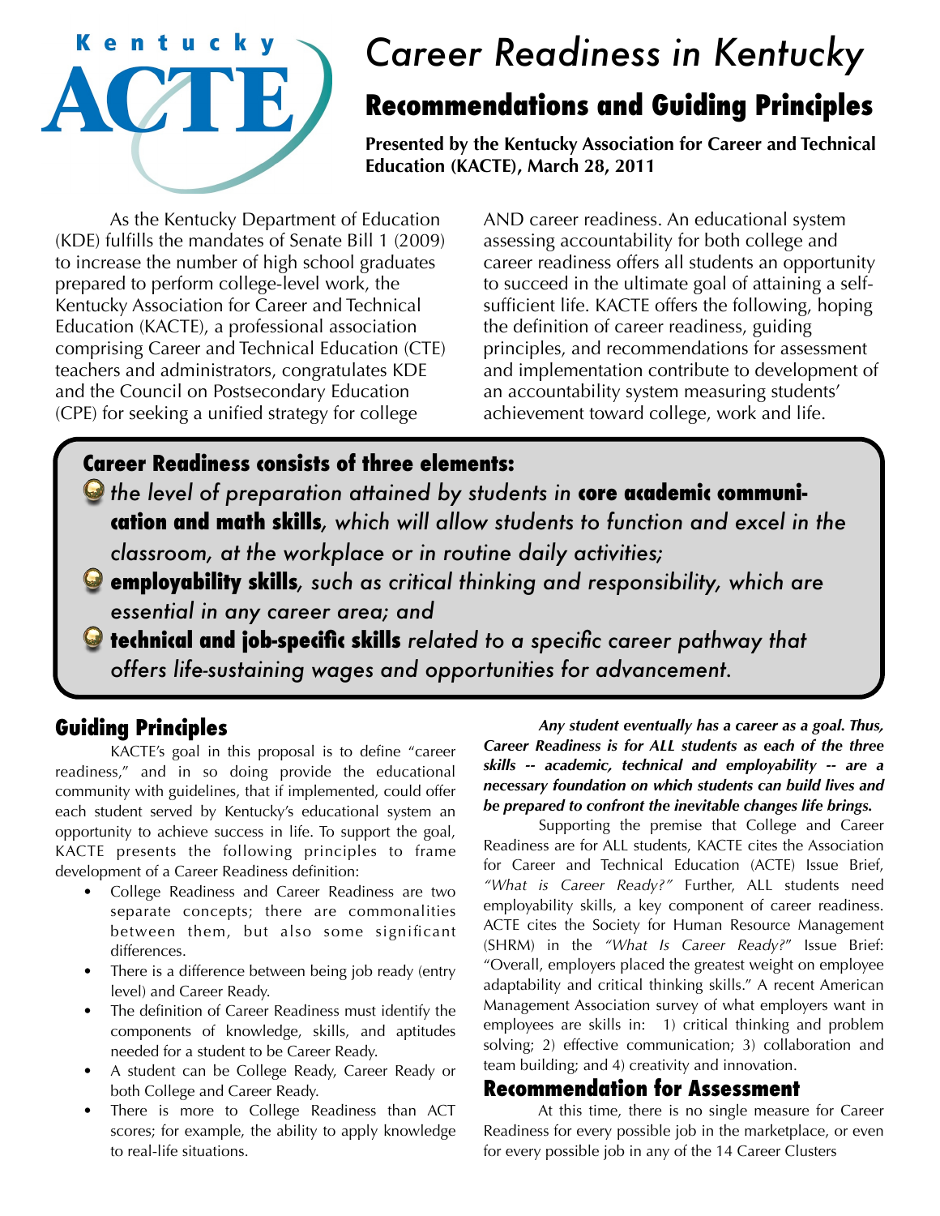Kentucky ACTE

# Career Readiness in Kentucky

## Recommendations and Guiding Principles

**Presented by the Kentucky Association for Career and Technical Education (KACTE), March 28, 2011**

As the Kentucky Department of Education (KDE) fulfills the mandates of Senate Bill 1 (2009) to increase the number of high school graduates prepared to perform college-level work, the Kentucky Association for Career and Technical Education (KACTE), a professional association comprising Career and Technical Education (CTE) teachers and administrators, congratulates KDE and the Council on Postsecondary Education (CPE) for seeking a unified strategy for college AND career readiness. An educational system assessing accountability for both college and career readiness offers all students an opportunity to succeed in the ultimate goal of attaining a self-sufficient life. KACTE offers the following, hoping the definition of career readiness, guiding principles, and recommendations for assessment and implementation contribute to development of an accountability system measuring students' achievement toward college, work and life.

**Career Readiness consists of three elements:**

- *the level of preparation attained by students in* **core academic communication and math skills***, which will allow students to function and excel in the classroom, at the workplace or in routine daily activities;*
- **employability skills***, such as critical thinking and responsibility, which are essential in any career area; and*
- **technical and job-specific skills** *related to a specific career pathway that offers life-sustaining wages and opportunities for advancement.*

## Guiding Principles

KACTE's goal in this proposal is to define "career readiness," and in so doing provide the educational community with guidelines, that if implemented, could offer each student served by Kentucky's educational system an opportunity to achieve success in life. To support the goal, KACTE presents the following principles to frame development of a Career Readiness definition:

- College Readiness and Career Readiness are two separate concepts; there are commonalities between them, but also some significant differences.
- There is a difference between being job ready (entry level) and Career Ready.
- The definition of Career Readiness must identify the components of knowledge, skills, and aptitudes needed for a student to be Career Ready.
- A student can be College Ready, Career Ready or both College and Career Ready.
- There is more to College Readiness than ACT scores; for example, the ability to apply knowledge to real-life situations.

***Any student eventually has a career as a goal. Thus, Career Readiness is for ALL students as each of the three skills -- academic, technical and employability -- are a necessary foundation on which students can build lives and be prepared to confront the inevitable changes life brings.***

Supporting the premise that College and Career Readiness are for ALL students, KACTE cites the Association for Career and Technical Education (ACTE) Issue Brief, *"What is Career Ready?"* Further, ALL students need employability skills, a key component of career readiness. ACTE cites the Society for Human Resource Management (SHRM) in the *"What Is Career Ready?"* Issue Brief: "Overall, employers placed the greatest weight on employee adaptability and critical thinking skills." A recent American Management Association survey of what employers want in employees are skills in: 1) critical thinking and problem solving; 2) effective communication; 3) collaboration and team building; and 4) creativity and innovation.

## Recommendation for Assessment

At this time, there is no single measure for Career Readiness for every possible job in the marketplace, or even for every possible job in any of the 14 Career Clusters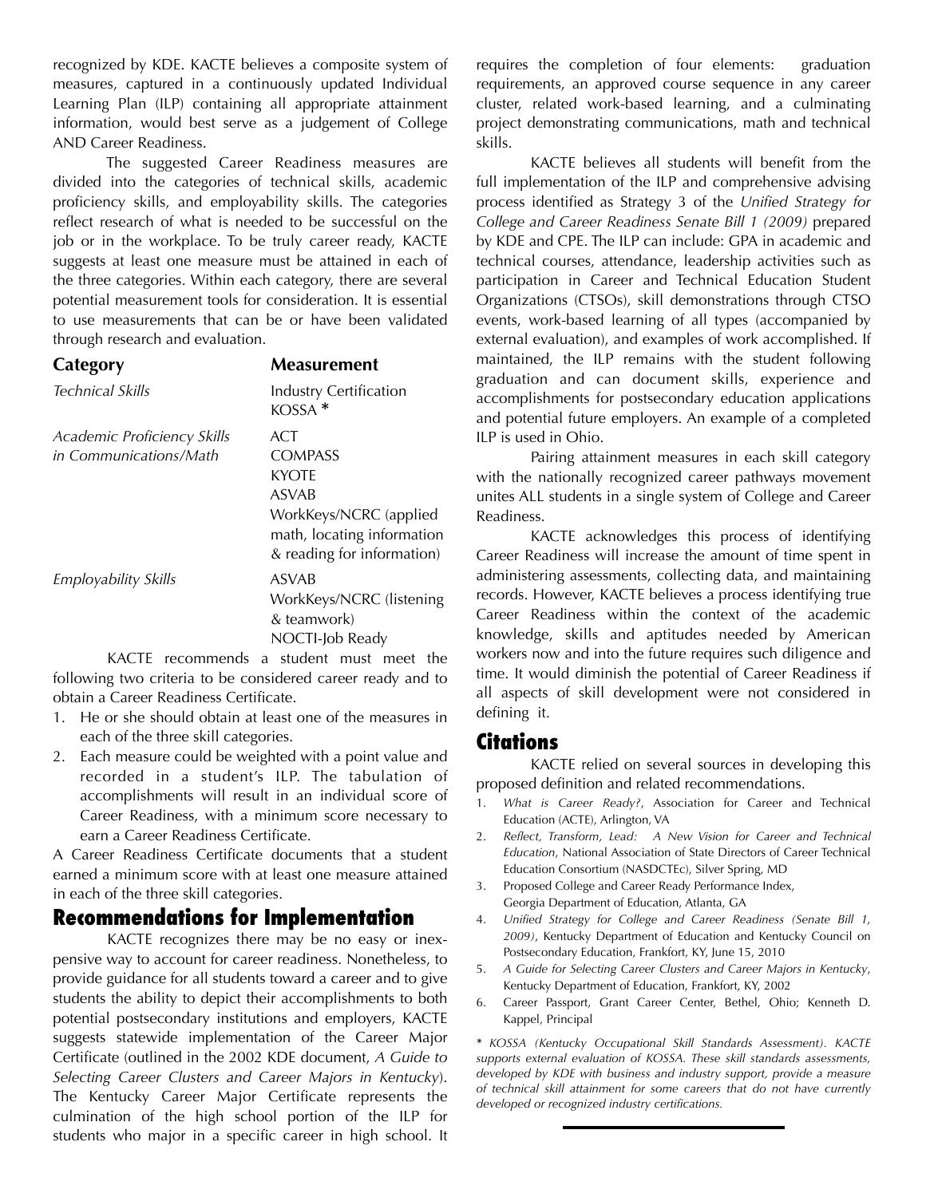recognized by KDE. KACTE believes a composite system of measures, captured in a continuously updated Individual Learning Plan (ILP) containing all appropriate attainment information, would best serve as a judgement of College AND Career Readiness.

The suggested Career Readiness measures are divided into the categories of technical skills, academic proficiency skills, and employability skills. The categories reflect research of what is needed to be successful on the job or in the workplace. To be truly career ready, KACTE suggests at least one measure must be attained in each of the three categories. Within each category, there are several potential measurement tools for consideration. It is essential to use measurements that can be or have been validated through research and evaluation.

| Category | Measurement |
|---|---|
| *Technical Skills* | Industry Certification<br>KOSSA * |
| *Academic Proficiency Skills in Communications/Math* | ACT<br>COMPASS<br>KYOTE<br>ASVAB<br>WorkKeys/NCRC (applied math, locating information & reading for information) |
| *Employability Skills* | ASVAB<br>WorkKeys/NCRC (listening & teamwork)<br>NOCTI-Job Ready |

KACTE recommends a student must meet the following two criteria to be considered career ready and to obtain a Career Readiness Certificate.

1. He or she should obtain at least one of the measures in each of the three skill categories.
2. Each measure could be weighted with a point value and recorded in a student's ILP. The tabulation of accomplishments will result in an individual score of Career Readiness, with a minimum score necessary to earn a Career Readiness Certificate.

A Career Readiness Certificate documents that a student earned a minimum score with at least one measure attained in each of the three skill categories.

## Recommendations for Implementation

KACTE recognizes there may be no easy or inexpensive way to account for career readiness. Nonetheless, to provide guidance for all students toward a career and to give students the ability to depict their accomplishments to both potential postsecondary institutions and employers, KACTE suggests statewide implementation of the Career Major Certificate (outlined in the 2002 KDE document, *A Guide to Selecting Career Clusters and Career Majors in Kentucky*). The Kentucky Career Major Certificate represents the culmination of the high school portion of the ILP for students who major in a specific career in high school. It requires the completion of four elements: graduation requirements, an approved course sequence in any career cluster, related work-based learning, and a culminating project demonstrating communications, math and technical skills.

KACTE believes all students will benefit from the full implementation of the ILP and comprehensive advising process identified as Strategy 3 of the *Unified Strategy for College and Career Readiness Senate Bill 1 (2009)* prepared by KDE and CPE. The ILP can include: GPA in academic and technical courses, attendance, leadership activities such as participation in Career and Technical Education Student Organizations (CTSOs), skill demonstrations through CTSO events, work-based learning of all types (accompanied by external evaluation), and examples of work accomplished. If maintained, the ILP remains with the student following graduation and can document skills, experience and accomplishments for postsecondary education applications and potential future employers. An example of a completed ILP is used in Ohio.

Pairing attainment measures in each skill category with the nationally recognized career pathways movement unites ALL students in a single system of College and Career Readiness.

KACTE acknowledges this process of identifying Career Readiness will increase the amount of time spent in administering assessments, collecting data, and maintaining records. However, KACTE believes a process identifying true Career Readiness within the context of the academic knowledge, skills and aptitudes needed by American workers now and into the future requires such diligence and time. It would diminish the potential of Career Readiness if all aspects of skill development were not considered in defining it.

## Citations

KACTE relied on several sources in developing this proposed definition and related recommendations.

1. *What is Career Ready?*, Association for Career and Technical Education (ACTE), Arlington, VA
2. *Reflect, Transform, Lead: A New Vision for Career and Technical Education*, National Association of State Directors of Career Technical Education Consortium (NASDCTEc), Silver Spring, MD
3. Proposed College and Career Ready Performance Index, Georgia Department of Education, Atlanta, GA
4. *Unified Strategy for College and Career Readiness (Senate Bill 1, 2009)*, Kentucky Department of Education and Kentucky Council on Postsecondary Education, Frankfort, KY, June 15, 2010
5. *A Guide for Selecting Career Clusters and Career Majors in Kentucky*, Kentucky Department of Education, Frankfort, KY, 2002
6. Career Passport, Grant Career Center, Bethel, Ohio; Kenneth D. Kappel, Principal

* *KOSSA (Kentucky Occupational Skill Standards Assessment). KACTE supports external evaluation of KOSSA. These skill standards assessments, developed by KDE with business and industry support, provide a measure of technical skill attainment for some careers that do not have currently developed or recognized industry certifications.*